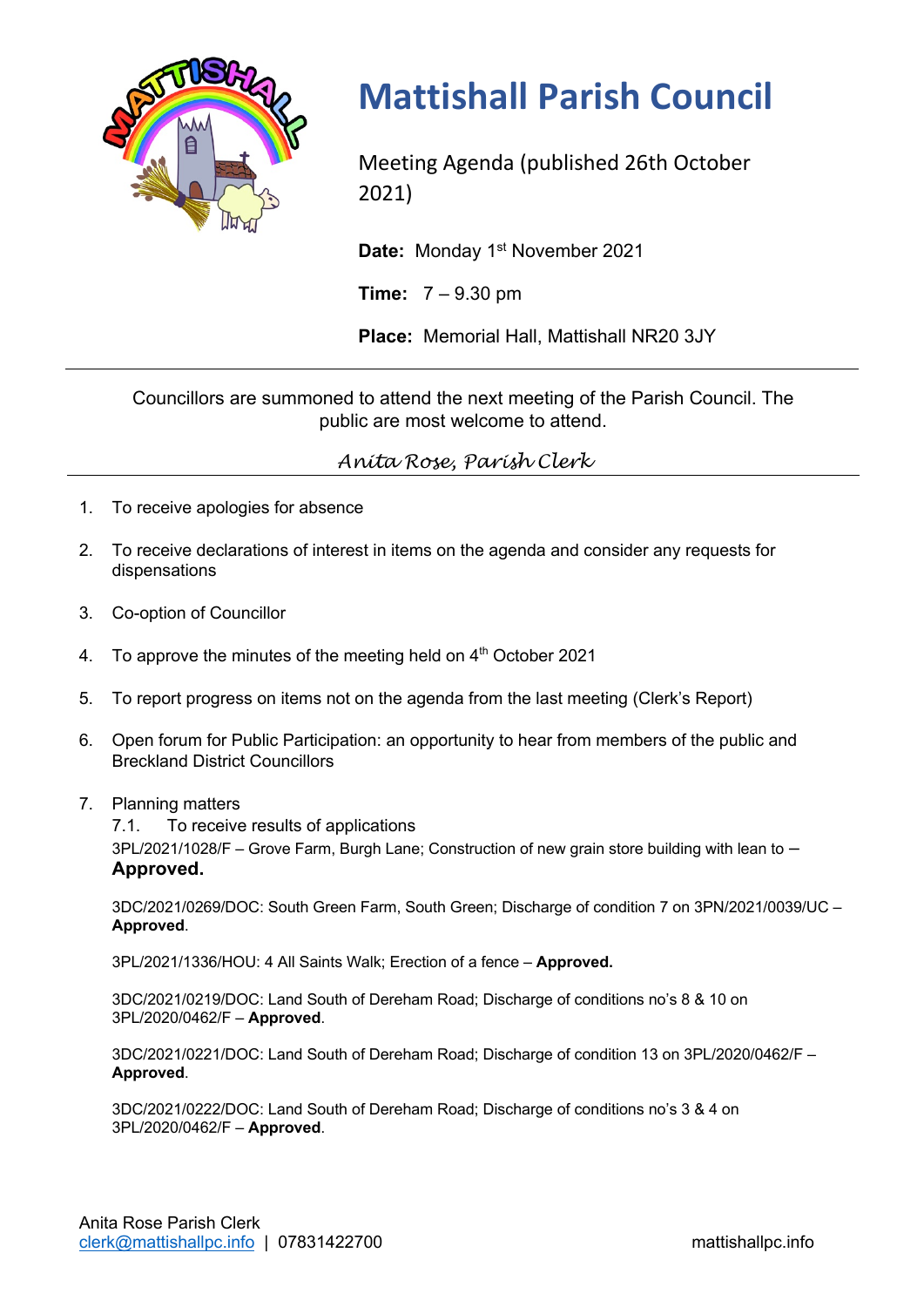# Mattishall Parish Council

Meeting Agenda (published 26th October 2021)

**Date:** Monday 1st November 2021

**Time:** 7 – 9.30 pm

**Place:** Memorial Hall, Mattishall NR20 3JY

---

Councillors are summoned to attend the next meeting of the Parish Council. The public are most welcome to attend.

*Anita Rose, Parish Clerk*

---

1. To receive apologies for absence
2. To receive declarations of interest in items on the agenda and consider any requests for dispensations
3. Co-option of Councillor
4. To approve the minutes of the meeting held on 4th October 2021
5. To report progress on items not on the agenda from the last meeting (Clerk's Report)
6. Open forum for Public Participation: an opportunity to hear from members of the public and Breckland District Councillors
7. Planning matters

   7.1. To receive results of applications

   3PL/2021/1028/F – Grove Farm, Burgh Lane; Construction of new grain store building with lean to – **Approved.**

   3DC/2021/0269/DOC: South Green Farm, South Green; Discharge of condition 7 on 3PN/2021/0039/UC – **Approved**.

   3PL/2021/1336/HOU: 4 All Saints Walk; Erection of a fence – **Approved.**

   3DC/2021/0219/DOC: Land South of Dereham Road; Discharge of conditions no's 8 & 10 on 3PL/2020/0462/F – **Approved**.

   3DC/2021/0221/DOC: Land South of Dereham Road; Discharge of condition 13 on 3PL/2020/0462/F – **Approved**.

   3DC/2021/0222/DOC: Land South of Dereham Road; Discharge of conditions no's 3 & 4 on 3PL/2020/0462/F – **Approved**.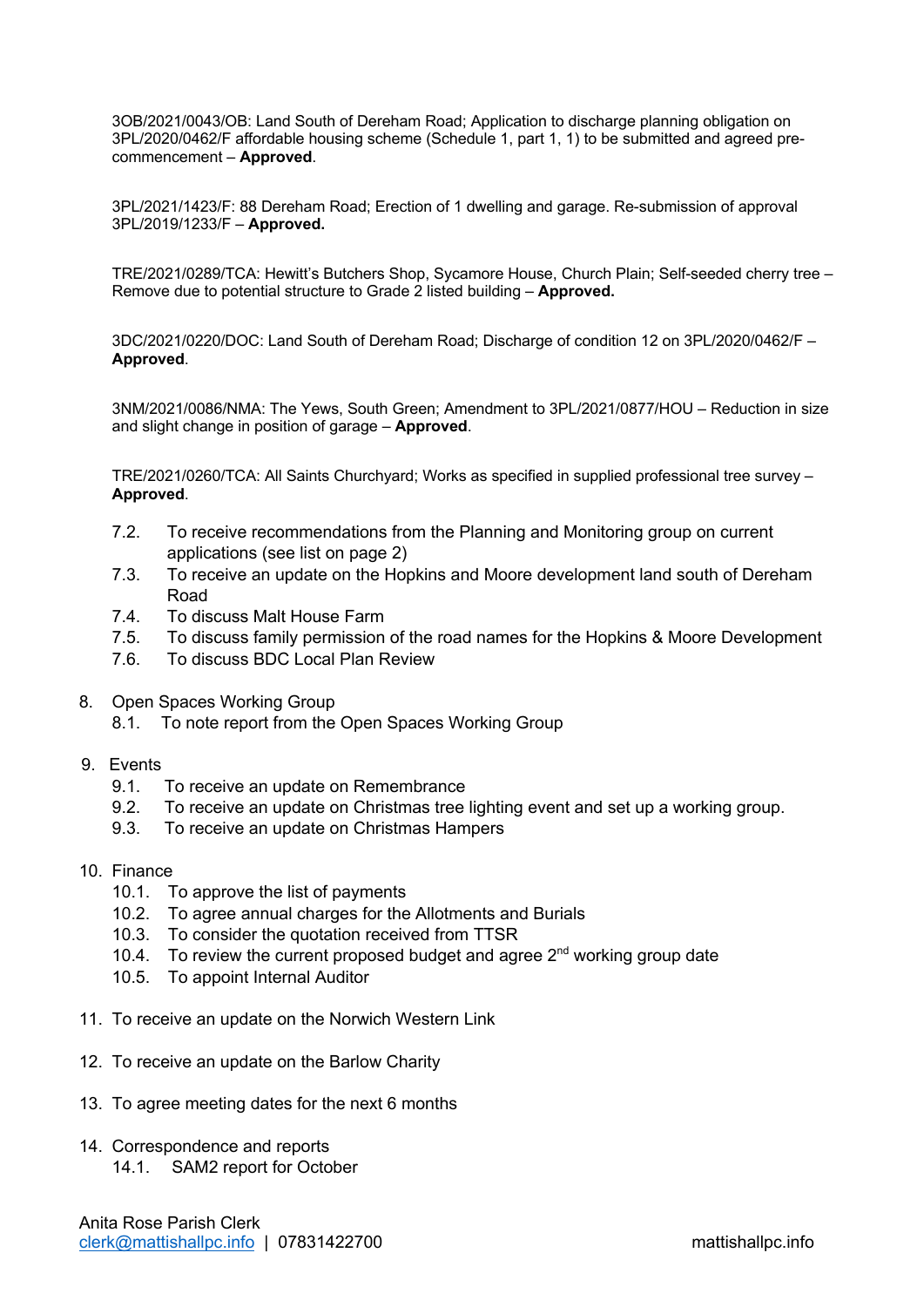3OB/2021/0043/OB: Land South of Dereham Road; Application to discharge planning obligation on 3PL/2020/0462/F affordable housing scheme (Schedule 1, part 1, 1) to be submitted and agreed pre-commencement – **Approved**.

3PL/2021/1423/F: 88 Dereham Road; Erection of 1 dwelling and garage. Re-submission of approval 3PL/2019/1233/F – **Approved.**

TRE/2021/0289/TCA: Hewitt's Butchers Shop, Sycamore House, Church Plain; Self-seeded cherry tree – Remove due to potential structure to Grade 2 listed building – **Approved.**

3DC/2021/0220/DOC: Land South of Dereham Road; Discharge of condition 12 on 3PL/2020/0462/F – **Approved**.

3NM/2021/0086/NMA: The Yews, South Green; Amendment to 3PL/2021/0877/HOU – Reduction in size and slight change in position of garage – **Approved**.

TRE/2021/0260/TCA: All Saints Churchyard; Works as specified in supplied professional tree survey – **Approved**.

- 7.2. To receive recommendations from the Planning and Monitoring group on current applications (see list on page 2)
- 7.3. To receive an update on the Hopkins and Moore development land south of Dereham Road
- 7.4. To discuss Malt House Farm
- 7.5. To discuss family permission of the road names for the Hopkins & Moore Development
- 7.6. To discuss BDC Local Plan Review

8. Open Spaces Working Group
   - 8.1. To note report from the Open Spaces Working Group

9. Events
   - 9.1. To receive an update on Remembrance
   - 9.2. To receive an update on Christmas tree lighting event and set up a working group.
   - 9.3. To receive an update on Christmas Hampers

10. Finance
    - 10.1. To approve the list of payments
    - 10.2. To agree annual charges for the Allotments and Burials
    - 10.3. To consider the quotation received from TTSR
    - 10.4. To review the current proposed budget and agree 2nd working group date
    - 10.5. To appoint Internal Auditor

11. To receive an update on the Norwich Western Link

12. To receive an update on the Barlow Charity

13. To agree meeting dates for the next 6 months

14. Correspondence and reports
    - 14.1. SAM2 report for October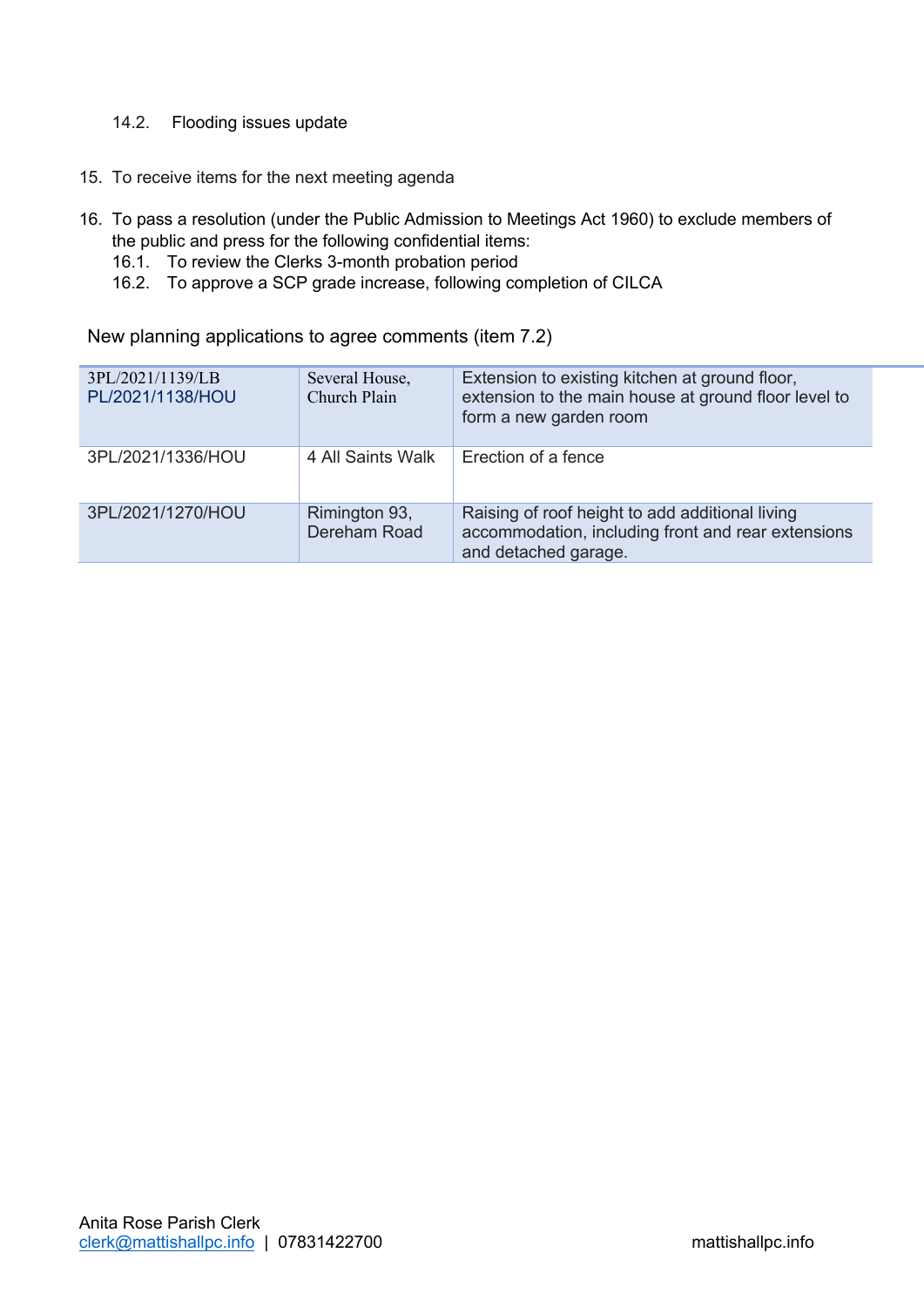14.2. Flooding issues update

15. To receive items for the next meeting agenda

16. To pass a resolution (under the Public Admission to Meetings Act 1960) to exclude members of the public and press for the following confidential items:
    16.1. To review the Clerks 3-month probation period
    16.2. To approve a SCP grade increase, following completion of CILCA

New planning applications to agree comments (item 7.2)

| | | |
|---|---|---|
| 3PL/2021/1139/LB<br>PL/2021/1138/HOU | Several House, Church Plain | Extension to existing kitchen at ground floor, extension to the main house at ground floor level to form a new garden room |
| 3PL/2021/1336/HOU | 4 All Saints Walk | Erection of a fence |
| 3PL/2021/1270/HOU | Rimington 93, Dereham Road | Raising of roof height to add additional living accommodation, including front and rear extensions and detached garage. |

Anita Rose Parish Clerk
clerk@mattishallpc.info | 07831422700 mattishallpc.info